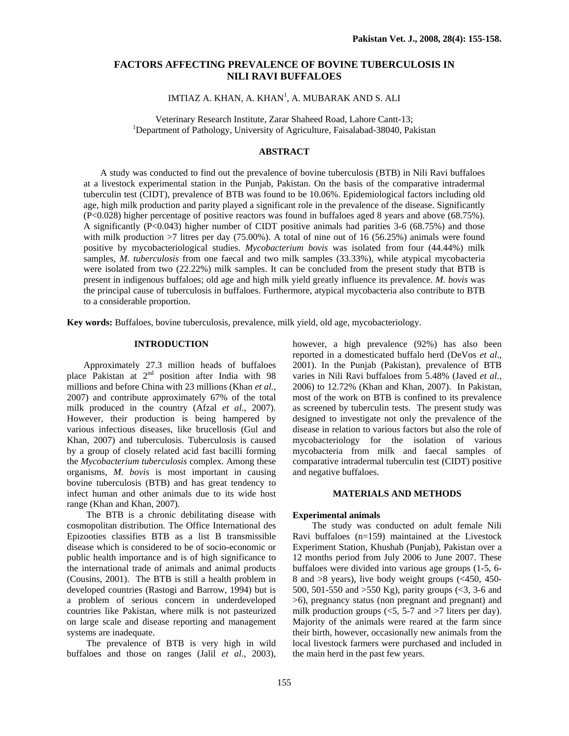# FACTORS AFFECTING PREVALENCE OF BOVINE TUBERCULOSIS IN NILI RAVI BUFFALOES

IMTIAZ A. KHAN, A. KHAN[1], A. MUBARAK AND S. ALI

Veterinary Research Institute, Zarar Shaheed Road, Lahore Cantt-13;
[1]Department of Pathology, University of Agriculture, Faisalabad-38040, Pakistan

## ABSTRACT

A study was conducted to find out the prevalence of bovine tuberculosis (BTB) in Nili Ravi buffaloes at a livestock experimental station in the Punjab, Pakistan. On the basis of the comparative intradermal tuberculin test (CIDT), prevalence of BTB was found to be 10.06%. Epidemiological factors including old age, high milk production and parity played a significant role in the prevalence of the disease. Significantly (P<0.028) higher percentage of positive reactors was found in buffaloes aged 8 years and above (68.75%). A significantly (P<0.043) higher number of CIDT positive animals had parities 3-6 (68.75%) and those with milk production >7 litres per day (75.00%). A total of nine out of 16 (56.25%) animals were found positive by mycobacteriological studies. *Mycobacterium bovis* was isolated from four (44.44%) milk samples, *M. tuberculosis* from one faecal and two milk samples (33.33%), while atypical mycobacteria were isolated from two (22.22%) milk samples. It can be concluded from the present study that BTB is present in indigenous buffaloes; old age and high milk yield greatly influence its prevalence. *M. bovis* was the principal cause of tuberculosis in buffaloes. Furthermore, atypical mycobacteria also contribute to BTB to a considerable proportion.

**Key words:** Buffaloes, bovine tuberculosis, prevalence, milk yield, old age, mycobacteriology.

## INTRODUCTION

Approximately 27.3 million heads of buffaloes place Pakistan at 2nd position after India with 98 millions and before China with 23 millions (Khan *et al.*, 2007) and contribute approximately 67% of the total milk produced in the country (Afzal *et al*., 2007). However, their production is being hampered by various infectious diseases, like brucellosis (Gul and Khan, 2007) and tuberculosis. Tuberculosis is caused by a group of closely related acid fast bacilli forming the *Mycobacterium tuberculosis* complex. Among these organisms, *M. bovis* is most important in causing bovine tuberculosis (BTB) and has great tendency to infect human and other animals due to its wide host range (Khan and Khan, 2007).

The BTB is a chronic debilitating disease with cosmopolitan distribution. The Office International des Epizooties classifies BTB as a list B transmissible disease which is considered to be of socio-economic or public health importance and is of high significance to the international trade of animals and animal products (Cousins, 2001). The BTB is still a health problem in developed countries (Rastogi and Barrow, 1994) but is a problem of serious concern in underdeveloped countries like Pakistan, where milk is not pasteurized on large scale and disease reporting and management systems are inadequate.

The prevalence of BTB is very high in wild buffaloes and those on ranges (Jalil *et al.,* 2003), however, a high prevalence (92%) has also been reported in a domesticated buffalo herd (DeVos *et al*., 2001). In the Punjab (Pakistan), prevalence of BTB varies in Nili Ravi buffaloes from 5.48% (Javed *et al.*, 2006) to 12.72% (Khan and Khan, 2007). In Pakistan, most of the work on BTB is confined to its prevalence as screened by tuberculin tests. The present study was designed to investigate not only the prevalence of the disease in relation to various factors but also the role of mycobacteriology for the isolation of various mycobacteria from milk and faecal samples of comparative intradermal tuberculin test (CIDT) positive and negative buffaloes.

## MATERIALS AND METHODS

### Experimental animals

The study was conducted on adult female Nili Ravi buffaloes (n=159) maintained at the Livestock Experiment Station, Khushab (Punjab), Pakistan over a 12 months period from July 2006 to June 2007. These buffaloes were divided into various age groups (1-5, 6-8 and >8 years), live body weight groups (<450, 450-500, 501-550 and >550 Kg), parity groups (<3, 3-6 and >6), pregnancy status (non pregnant and pregnant) and milk production groups (<5, 5-7 and >7 liters per day). Majority of the animals were reared at the farm since their birth, however, occasionally new animals from the local livestock farmers were purchased and included in the main herd in the past few years.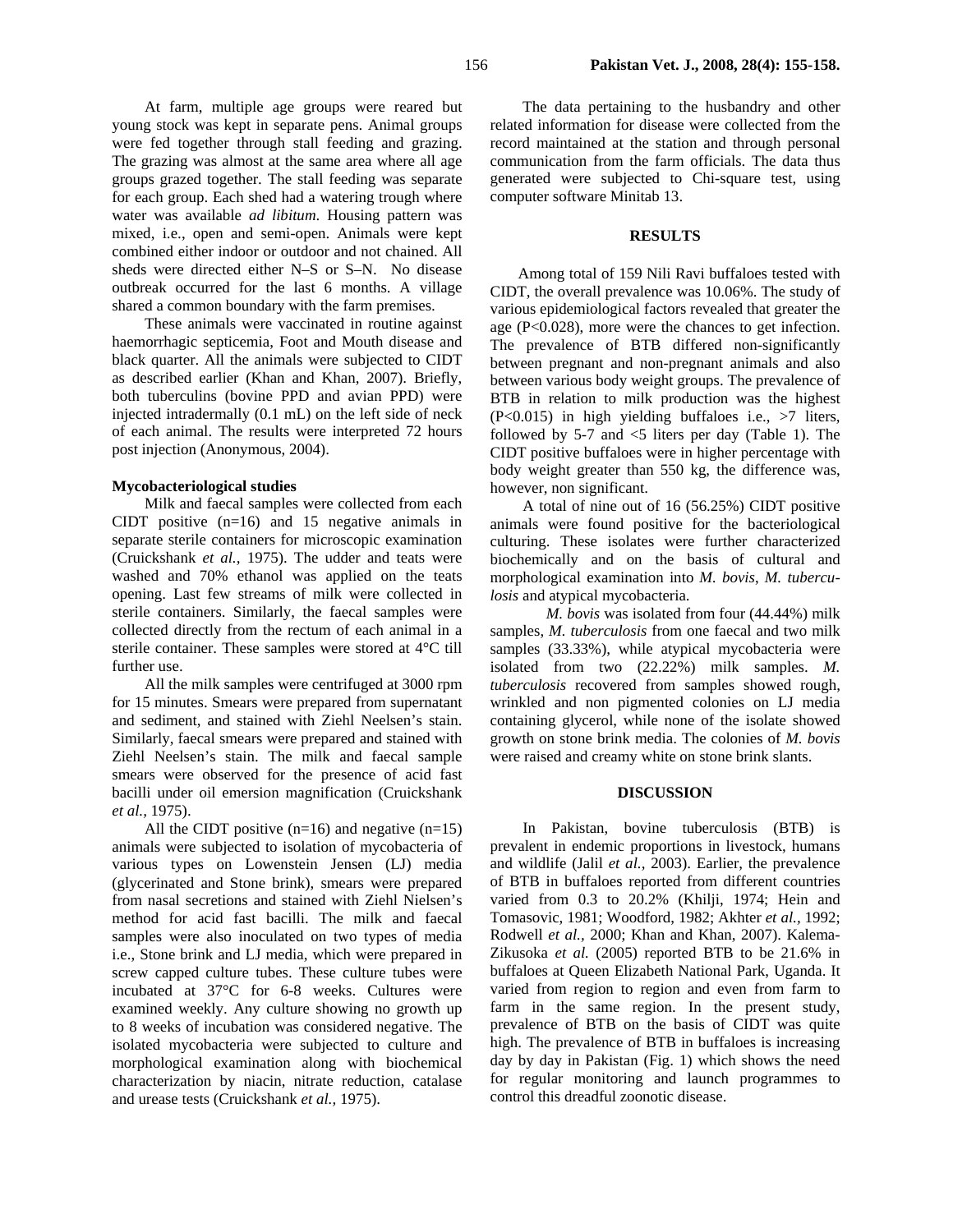At farm, multiple age groups were reared but young stock was kept in separate pens. Animal groups were fed together through stall feeding and grazing. The grazing was almost at the same area where all age groups grazed together. The stall feeding was separate for each group. Each shed had a watering trough where water was available *ad libitum*. Housing pattern was mixed, i.e., open and semi-open. Animals were kept combined either indoor or outdoor and not chained. All sheds were directed either N–S or S–N. No disease outbreak occurred for the last 6 months. A village shared a common boundary with the farm premises.

These animals were vaccinated in routine against haemorrhagic septicemia, Foot and Mouth disease and black quarter. All the animals were subjected to CIDT as described earlier (Khan and Khan, 2007). Briefly, both tuberculins (bovine PPD and avian PPD) were injected intradermally (0.1 mL) on the left side of neck of each animal. The results were interpreted 72 hours post injection (Anonymous, 2004).

### Mycobacteriological studies

Milk and faecal samples were collected from each CIDT positive (n=16) and 15 negative animals in separate sterile containers for microscopic examination (Cruickshank *et al.,* 1975). The udder and teats were washed and 70% ethanol was applied on the teats opening. Last few streams of milk were collected in sterile containers. Similarly, the faecal samples were collected directly from the rectum of each animal in a sterile container. These samples were stored at 4°C till further use.

All the milk samples were centrifuged at 3000 rpm for 15 minutes. Smears were prepared from supernatant and sediment, and stained with Ziehl Neelsen's stain. Similarly, faecal smears were prepared and stained with Ziehl Neelsen's stain. The milk and faecal sample smears were observed for the presence of acid fast bacilli under oil emersion magnification (Cruickshank *et al.,* 1975).

All the CIDT positive (n=16) and negative (n=15) animals were subjected to isolation of mycobacteria of various types on Lowenstein Jensen (LJ) media (glycerinated and Stone brink), smears were prepared from nasal secretions and stained with Ziehl Nielsen's method for acid fast bacilli. The milk and faecal samples were also inoculated on two types of media i.e., Stone brink and LJ media, which were prepared in screw capped culture tubes. These culture tubes were incubated at 37°C for 6-8 weeks. Cultures were examined weekly. Any culture showing no growth up to 8 weeks of incubation was considered negative. The isolated mycobacteria were subjected to culture and morphological examination along with biochemical characterization by niacin, nitrate reduction, catalase and urease tests (Cruickshank *et al.,* 1975).

The data pertaining to the husbandry and other related information for disease were collected from the record maintained at the station and through personal communication from the farm officials. The data thus generated were subjected to Chi-square test, using computer software Minitab 13.

## RESULTS

Among total of 159 Nili Ravi buffaloes tested with CIDT, the overall prevalence was 10.06%. The study of various epidemiological factors revealed that greater the age ($P<0.028$), more were the chances to get infection. The prevalence of BTB differed non-significantly between pregnant and non-pregnant animals and also between various body weight groups. The prevalence of BTB in relation to milk production was the highest ($P<0.015$) in high yielding buffaloes i.e., >7 liters, followed by 5-7 and <5 liters per day (Table 1). The CIDT positive buffaloes were in higher percentage with body weight greater than 550 kg, the difference was, however, non significant.

A total of nine out of 16 (56.25%) CIDT positive animals were found positive for the bacteriological culturing. These isolates were further characterized biochemically and on the basis of cultural and morphological examination into *M. bovis*, *M. tuberculosis* and atypical mycobacteria.

*M. bovis* was isolated from four (44.44%) milk samples, *M. tuberculosis* from one faecal and two milk samples (33.33%), while atypical mycobacteria were isolated from two (22.22%) milk samples. *M. tuberculosis* recovered from samples showed rough, wrinkled and non pigmented colonies on LJ media containing glycerol, while none of the isolate showed growth on stone brink media. The colonies of *M. bovis* were raised and creamy white on stone brink slants.

## DISCUSSION

In Pakistan, bovine tuberculosis (BTB) is prevalent in endemic proportions in livestock, humans and wildlife (Jalil *et al.,* 2003). Earlier, the prevalence of BTB in buffaloes reported from different countries varied from 0.3 to 20.2% (Khilji, 1974; Hein and Tomasovic, 1981; Woodford, 1982; Akhter *et al.,* 1992; Rodwell *et al.,* 2000; Khan and Khan, 2007). Kalema-Zikusoka *et al.* (2005) reported BTB to be 21.6% in buffaloes at Queen Elizabeth National Park, Uganda. It varied from region to region and even from farm to farm in the same region. In the present study, prevalence of BTB on the basis of CIDT was quite high. The prevalence of BTB in buffaloes is increasing day by day in Pakistan (Fig. 1) which shows the need for regular monitoring and launch programmes to control this dreadful zoonotic disease.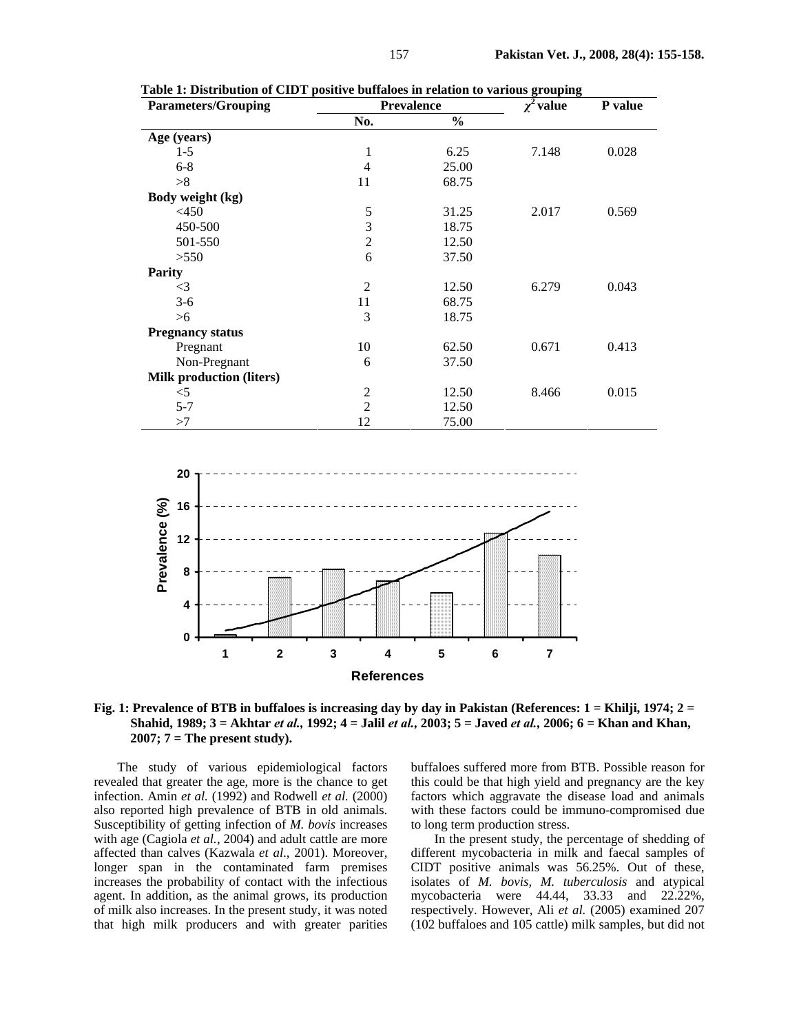**Table 1: Distribution of CIDT positive buffaloes in relation to various grouping**

| Parameters/Grouping | Prevalence | | $\chi^2$ value | P value |
|---|---|---|---|---|
| | No. | % | | |
| **Age (years)** | | | | |
| 1-5 | 1 | 6.25 | 7.148 | 0.028 |
| 6-8 | 4 | 25.00 | | |
| >8 | 11 | 68.75 | | |
| **Body weight (kg)** | | | | |
| <450 | 5 | 31.25 | 2.017 | 0.569 |
| 450-500 | 3 | 18.75 | | |
| 501-550 | 2 | 12.50 | | |
| >550 | 6 | 37.50 | | |
| **Parity** | | | | |
| <3 | 2 | 12.50 | 6.279 | 0.043 |
| 3-6 | 11 | 68.75 | | |
| >6 | 3 | 18.75 | | |
| **Pregnancy status** | | | | |
| Pregnant | 10 | 62.50 | 0.671 | 0.413 |
| Non-Pregnant | 6 | 37.50 | | |
| **Milk production (liters)** | | | | |
| <5 | 2 | 12.50 | 8.466 | 0.015 |
| 5-7 | 2 | 12.50 | | |
| >7 | 12 | 75.00 | | |

**Fig. 1: Prevalence of BTB in buffaloes is increasing day by day in Pakistan (References: 1 = Khilji, 1974; 2 = Shahid, 1989; 3 = Akhtar *et al.*, 1992; 4 = Jalil *et al.*, 2003; 5 = Javed *et al.*, 2006; 6 = Khan and Khan, 2007; 7 = The present study).**

The study of various epidemiological factors revealed that greater the age, more is the chance to get infection. Amin *et al.* (1992) and Rodwell *et al.* (2000) also reported high prevalence of BTB in old animals. Susceptibility of getting infection of *M. bovis* increases with age (Cagiola *et al.*, 2004) and adult cattle are more affected than calves (Kazwala *et al*., 2001). Moreover, longer span in the contaminated farm premises increases the probability of contact with the infectious agent. In addition, as the animal grows, its production of milk also increases. In the present study, it was noted that high milk producers and with greater parities buffaloes suffered more from BTB. Possible reason for this could be that high yield and pregnancy are the key factors which aggravate the disease load and animals with these factors could be immuno-compromised due to long term production stress.

In the present study, the percentage of shedding of different mycobacteria in milk and faecal samples of CIDT positive animals was 56.25%. Out of these, isolates of *M. bovis*, *M. tuberculosis* and atypical mycobacteria were 44.44, 33.33 and 22.22%, respectively. However, Ali *et al.* (2005) examined 207 (102 buffaloes and 105 cattle) milk samples, but did not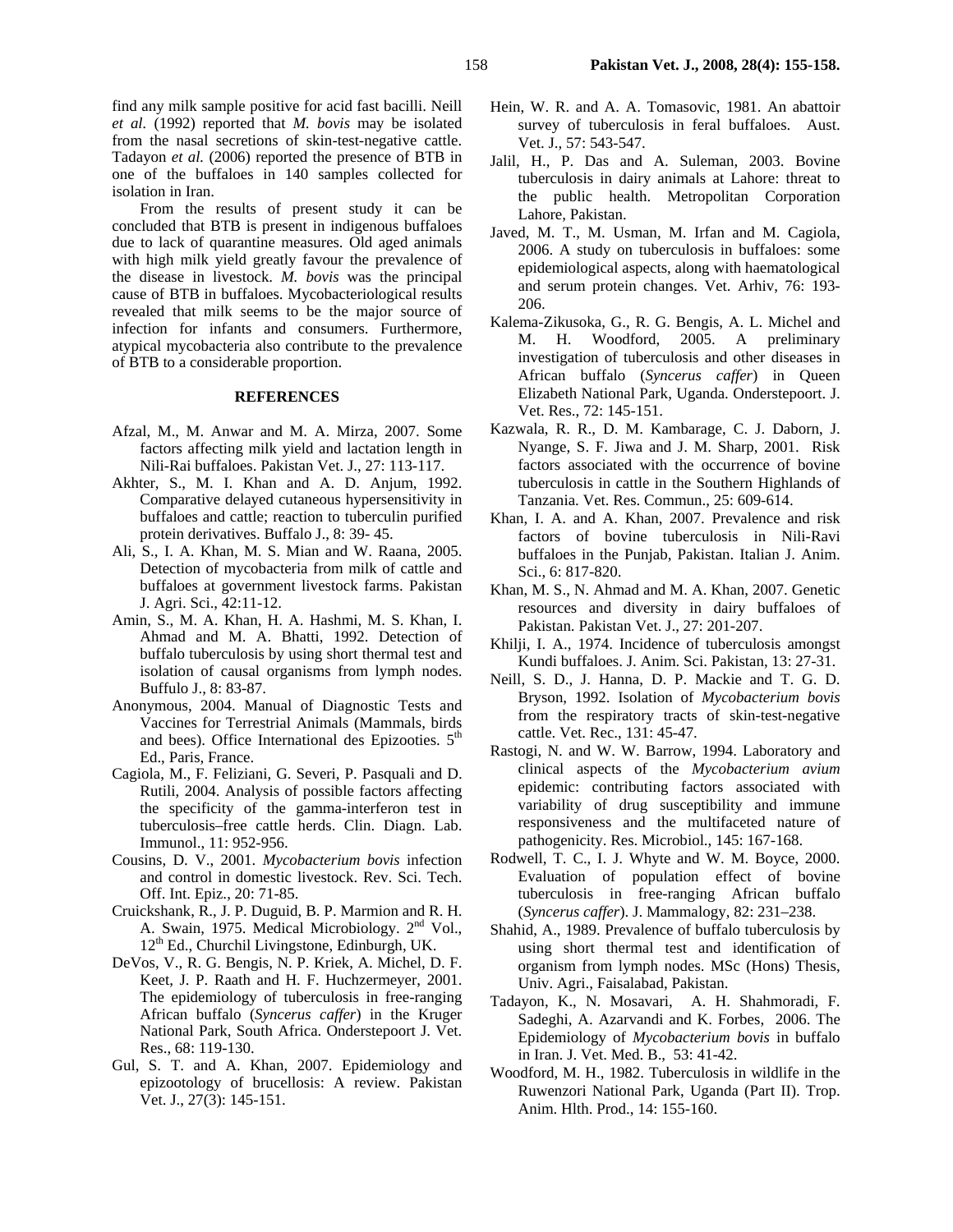find any milk sample positive for acid fast bacilli. Neill *et al*. (1992) reported that *M. bovis* may be isolated from the nasal secretions of skin-test-negative cattle. Tadayon *et al.* (2006) reported the presence of BTB in one of the buffaloes in 140 samples collected for isolation in Iran.

From the results of present study it can be concluded that BTB is present in indigenous buffaloes due to lack of quarantine measures. Old aged animals with high milk yield greatly favour the prevalence of the disease in livestock. *M. bovis* was the principal cause of BTB in buffaloes. Mycobacteriological results revealed that milk seems to be the major source of infection for infants and consumers. Furthermore, atypical mycobacteria also contribute to the prevalence of BTB to a considerable proportion.

## REFERENCES

Afzal, M., M. Anwar and M. A. Mirza, 2007. Some factors affecting milk yield and lactation length in Nili-Rai buffaloes. Pakistan Vet. J., 27: 113-117.

Akhter, S., M. I. Khan and A. D. Anjum, 1992. Comparative delayed cutaneous hypersensitivity in buffaloes and cattle; reaction to tuberculin purified protein derivatives. Buffalo J., 8: 39- 45.

Ali, S., I. A. Khan, M. S. Mian and W. Raana, 2005. Detection of mycobacteria from milk of cattle and buffaloes at government livestock farms. Pakistan J. Agri. Sci., 42:11-12.

Amin, S., M. A. Khan, H. A. Hashmi, M. S. Khan, I. Ahmad and M. A. Bhatti, 1992. Detection of buffalo tuberculosis by using short thermal test and isolation of causal organisms from lymph nodes. Buffulo J., 8: 83-87.

Anonymous, 2004. Manual of Diagnostic Tests and Vaccines for Terrestrial Animals (Mammals, birds and bees). Office International des Epizooties. 5th Ed., Paris, France.

Cagiola, M., F. Feliziani, G. Severi, P. Pasquali and D. Rutili, 2004. Analysis of possible factors affecting the specificity of the gamma-interferon test in tuberculosis–free cattle herds. Clin. Diagn. Lab. Immunol., 11: 952-956.

Cousins, D. V., 2001. *Mycobacterium bovis* infection and control in domestic livestock. Rev. Sci. Tech. Off. Int. Epiz., 20: 71-85.

Cruickshank, R., J. P. Duguid, B. P. Marmion and R. H. A. Swain, 1975. Medical Microbiology. 2nd Vol., 12th Ed., Churchil Livingstone, Edinburgh, UK.

DeVos, V., R. G. Bengis, N. P. Kriek, A. Michel, D. F. Keet, J. P. Raath and H. F. Huchzermeyer, 2001. The epidemiology of tuberculosis in free-ranging African buffalo (*Syncerus caffer*) in the Kruger National Park, South Africa. Onderstepoort J. Vet. Res., 68: 119-130.

Gul, S. T. and A. Khan, 2007. Epidemiology and epizootology of brucellosis: A review. Pakistan Vet. J., 27(3): 145-151.

Hein, W. R. and A. A. Tomasovic, 1981. An abattoir survey of tuberculosis in feral buffaloes. Aust. Vet. J., 57: 543-547.

Jalil, H., P. Das and A. Suleman, 2003. Bovine tuberculosis in dairy animals at Lahore: threat to the public health. Metropolitan Corporation Lahore, Pakistan.

Javed, M. T., M. Usman, M. Irfan and M. Cagiola, 2006. A study on tuberculosis in buffaloes: some epidemiological aspects, along with haematological and serum protein changes. Vet. Arhiv, 76: 193-206.

Kalema-Zikusoka, G., R. G. Bengis, A. L. Michel and M. H. Woodford, 2005. A preliminary investigation of tuberculosis and other diseases in African buffalo (*Syncerus caffer*) in Queen Elizabeth National Park, Uganda. Onderstepoort. J. Vet. Res., 72: 145-151.

Kazwala, R. R., D. M. Kambarage, C. J. Daborn, J. Nyange, S. F. Jiwa and J. M. Sharp, 2001. Risk factors associated with the occurrence of bovine tuberculosis in cattle in the Southern Highlands of Tanzania. Vet. Res. Commun., 25: 609-614.

Khan, I. A. and A. Khan, 2007. Prevalence and risk factors of bovine tuberculosis in Nili-Ravi buffaloes in the Punjab, Pakistan. Italian J. Anim. Sci., 6: 817-820.

Khan, M. S., N. Ahmad and M. A. Khan, 2007. Genetic resources and diversity in dairy buffaloes of Pakistan. Pakistan Vet. J., 27: 201-207.

Khilji, I. A., 1974. Incidence of tuberculosis amongst Kundi buffaloes. J. Anim. Sci. Pakistan, 13: 27-31.

Neill, S. D., J. Hanna, D. P. Mackie and T. G. D. Bryson, 1992. Isolation of *Mycobacterium bovis* from the respiratory tracts of skin-test-negative cattle. Vet. Rec., 131: 45-47.

Rastogi, N. and W. W. Barrow, 1994. Laboratory and clinical aspects of the *Mycobacterium avium* epidemic: contributing factors associated with variability of drug susceptibility and immune responsiveness and the multifaceted nature of pathogenicity. Res. Microbiol., 145: 167-168.

Rodwell, T. C., I. J. Whyte and W. M. Boyce, 2000. Evaluation of population effect of bovine tuberculosis in free-ranging African buffalo (*Syncerus caffer*). J. Mammalogy, 82: 231–238.

Shahid, A., 1989. Prevalence of buffalo tuberculosis by using short thermal test and identification of organism from lymph nodes. MSc (Hons) Thesis, Univ. Agri., Faisalabad, Pakistan.

Tadayon, K., N. Mosavari, A. H. Shahmoradi, F. Sadeghi, A. Azarvandi and K. Forbes, 2006. The Epidemiology of *Mycobacterium bovis* in buffalo in Iran. J. Vet. Med. B., 53: 41-42.

Woodford, M. H., 1982. Tuberculosis in wildlife in the Ruwenzori National Park, Uganda (Part II). Trop. Anim. Hlth. Prod., 14: 155-160.